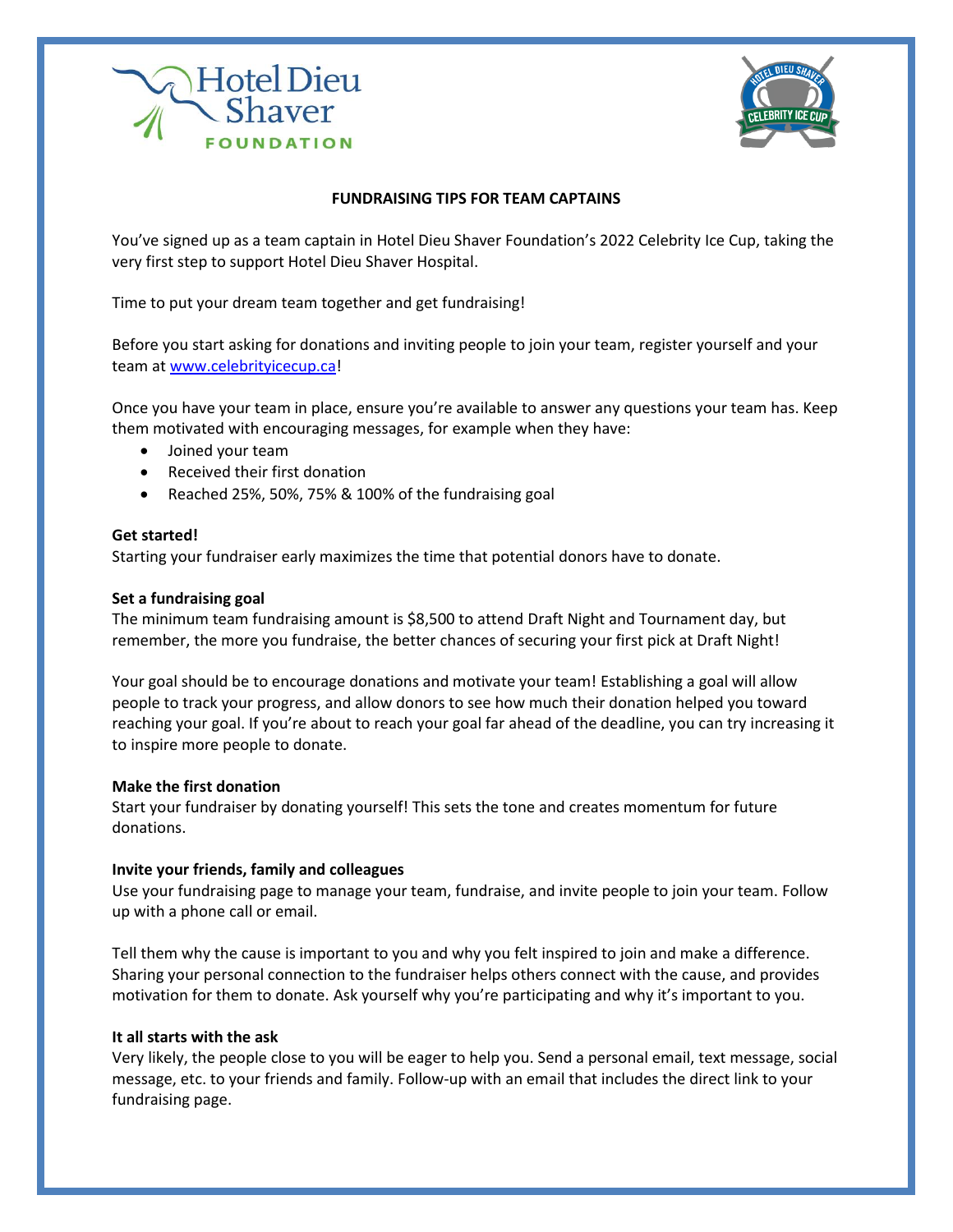## FUNDRAISING TIPS FOR TEAM CAPTAINS

You've signed up as a team captain in Hotel Dieu Shaver Foundation's 2022 Celebrity Ice Cup, taking the very first step to support Hotel Dieu Shaver Hospital.

Time to put your dream team together and get fundraising!

Before you start asking for donations and inviting people to join your team, register yourself and your team at [www.celebrityicecup.ca](http://www.celebrityicecup.ca)!

Once you have your team in place, ensure you're available to answer any questions your team has. Keep them motivated with encouraging messages, for example when they have:

- Joined your team
- Received their first donation
- Reached 25%, 50%, 75% & 100% of the fundraising goal

**Get started!**
Starting your fundraiser early maximizes the time that potential donors have to donate.

**Set a fundraising goal**
The minimum team fundraising amount is $8,500 to attend Draft Night and Tournament day, but remember, the more you fundraise, the better chances of securing your first pick at Draft Night!

Your goal should be to encourage donations and motivate your team! Establishing a goal will allow people to track your progress, and allow donors to see how much their donation helped you toward reaching your goal. If you're about to reach your goal far ahead of the deadline, you can try increasing it to inspire more people to donate.

**Make the first donation**
Start your fundraiser by donating yourself! This sets the tone and creates momentum for future donations.

**Invite your friends, family and colleagues**
Use your fundraising page to manage your team, fundraise, and invite people to join your team. Follow up with a phone call or email.

Tell them why the cause is important to you and why you felt inspired to join and make a difference. Sharing your personal connection to the fundraiser helps others connect with the cause, and provides motivation for them to donate. Ask yourself why you're participating and why it's important to you.

**It all starts with the ask**
Very likely, the people close to you will be eager to help you. Send a personal email, text message, social message, etc. to your friends and family. Follow-up with an email that includes the direct link to your fundraising page.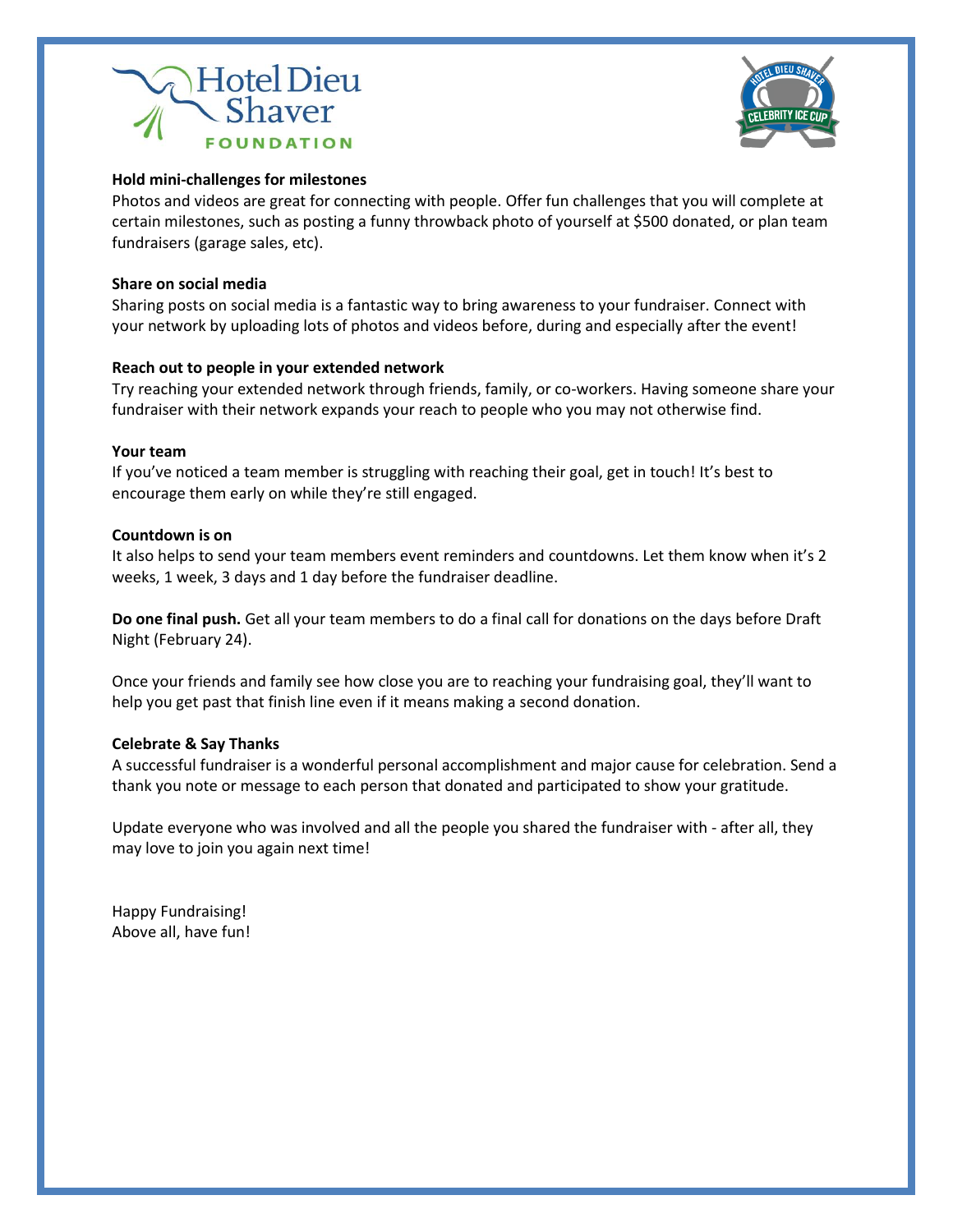**Hold mini-challenges for milestones**
Photos and videos are great for connecting with people. Offer fun challenges that you will complete at certain milestones, such as posting a funny throwback photo of yourself at $500 donated, or plan team fundraisers (garage sales, etc).

**Share on social media**
Sharing posts on social media is a fantastic way to bring awareness to your fundraiser. Connect with your network by uploading lots of photos and videos before, during and especially after the event!

**Reach out to people in your extended network**
Try reaching your extended network through friends, family, or co-workers. Having someone share your fundraiser with their network expands your reach to people who you may not otherwise find.

**Your team**
If you've noticed a team member is struggling with reaching their goal, get in touch! It's best to encourage them early on while they're still engaged.

**Countdown is on**
It also helps to send your team members event reminders and countdowns. Let them know when it's 2 weeks, 1 week, 3 days and 1 day before the fundraiser deadline.

**Do one final push.** Get all your team members to do a final call for donations on the days before Draft Night (February 24).

Once your friends and family see how close you are to reaching your fundraising goal, they'll want to help you get past that finish line even if it means making a second donation.

**Celebrate & Say Thanks**
A successful fundraiser is a wonderful personal accomplishment and major cause for celebration. Send a thank you note or message to each person that donated and participated to show your gratitude.

Update everyone who was involved and all the people you shared the fundraiser with - after all, they may love to join you again next time!

Happy Fundraising!
Above all, have fun!